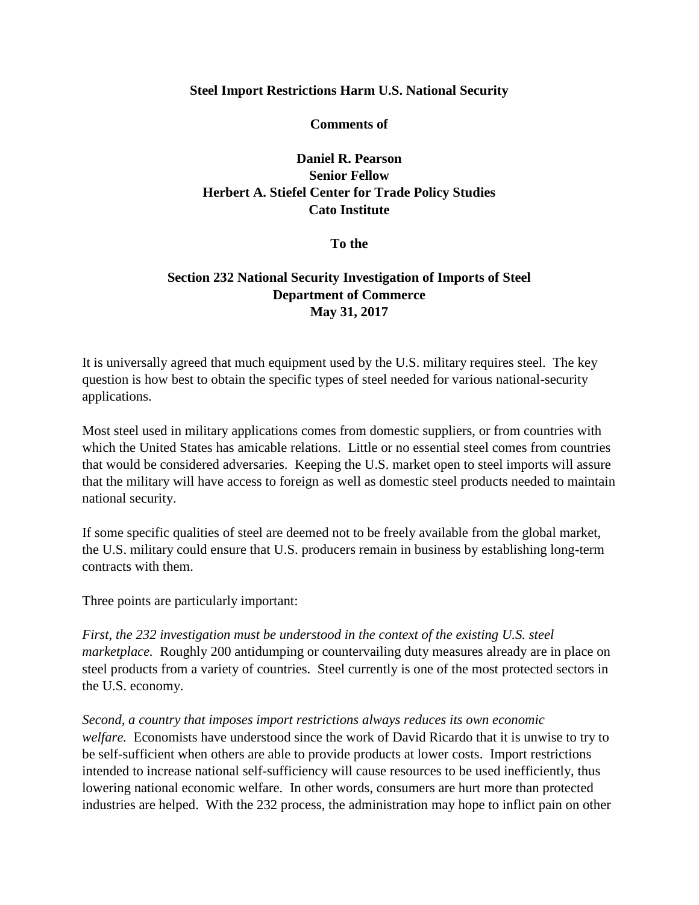# Steel Import Restrictions Harm U.S. National Security

**Comments of**

**Daniel R. Pearson**
**Senior Fellow**
**Herbert A. Stiefel Center for Trade Policy Studies**
**Cato Institute**

**To the**

**Section 232 National Security Investigation of Imports of Steel**
**Department of Commerce**
**May 31, 2017**

It is universally agreed that much equipment used by the U.S. military requires steel. The key question is how best to obtain the specific types of steel needed for various national-security applications.

Most steel used in military applications comes from domestic suppliers, or from countries with which the United States has amicable relations. Little or no essential steel comes from countries that would be considered adversaries. Keeping the U.S. market open to steel imports will assure that the military will have access to foreign as well as domestic steel products needed to maintain national security.

If some specific qualities of steel are deemed not to be freely available from the global market, the U.S. military could ensure that U.S. producers remain in business by establishing long-term contracts with them.

Three points are particularly important:

*First, the 232 investigation must be understood in the context of the existing U.S. steel marketplace.* Roughly 200 antidumping or countervailing duty measures already are in place on steel products from a variety of countries. Steel currently is one of the most protected sectors in the U.S. economy.

*Second, a country that imposes import restrictions always reduces its own economic welfare.* Economists have understood since the work of David Ricardo that it is unwise to try to be self-sufficient when others are able to provide products at lower costs. Import restrictions intended to increase national self-sufficiency will cause resources to be used inefficiently, thus lowering national economic welfare. In other words, consumers are hurt more than protected industries are helped. With the 232 process, the administration may hope to inflict pain on other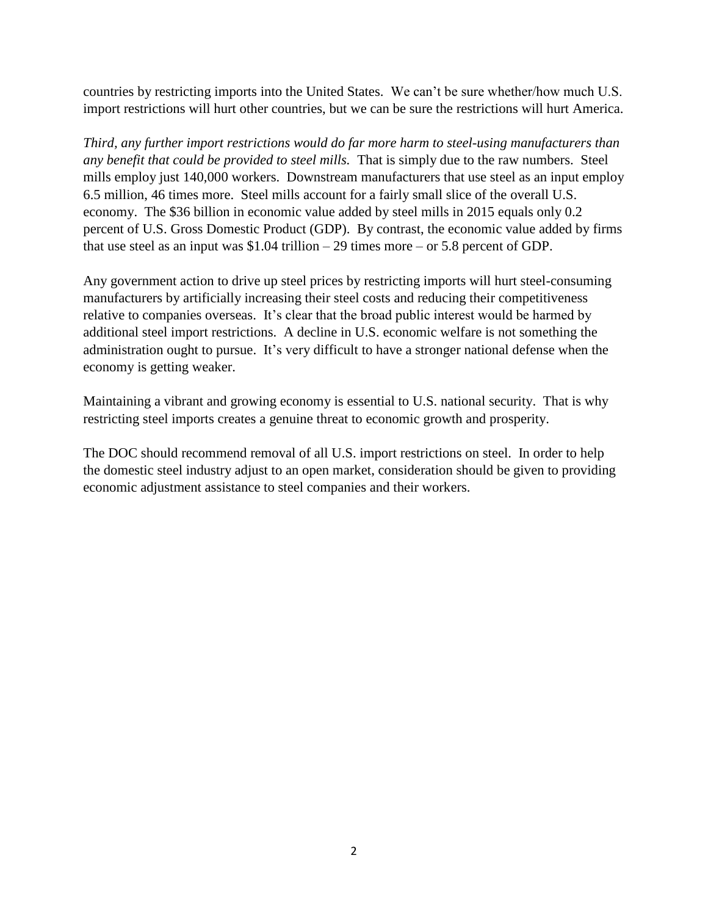countries by restricting imports into the United States. We can't be sure whether/how much U.S. import restrictions will hurt other countries, but we can be sure the restrictions will hurt America.

*Third, any further import restrictions would do far more harm to steel-using manufacturers than any benefit that could be provided to steel mills.* That is simply due to the raw numbers. Steel mills employ just 140,000 workers. Downstream manufacturers that use steel as an input employ 6.5 million, 46 times more. Steel mills account for a fairly small slice of the overall U.S. economy. The $36 billion in economic value added by steel mills in 2015 equals only 0.2 percent of U.S. Gross Domestic Product (GDP). By contrast, the economic value added by firms that use steel as an input was $1.04 trillion – 29 times more – or 5.8 percent of GDP.

Any government action to drive up steel prices by restricting imports will hurt steel-consuming manufacturers by artificially increasing their steel costs and reducing their competitiveness relative to companies overseas. It's clear that the broad public interest would be harmed by additional steel import restrictions. A decline in U.S. economic welfare is not something the administration ought to pursue. It's very difficult to have a stronger national defense when the economy is getting weaker.

Maintaining a vibrant and growing economy is essential to U.S. national security. That is why restricting steel imports creates a genuine threat to economic growth and prosperity.

The DOC should recommend removal of all U.S. import restrictions on steel. In order to help the domestic steel industry adjust to an open market, consideration should be given to providing economic adjustment assistance to steel companies and their workers.